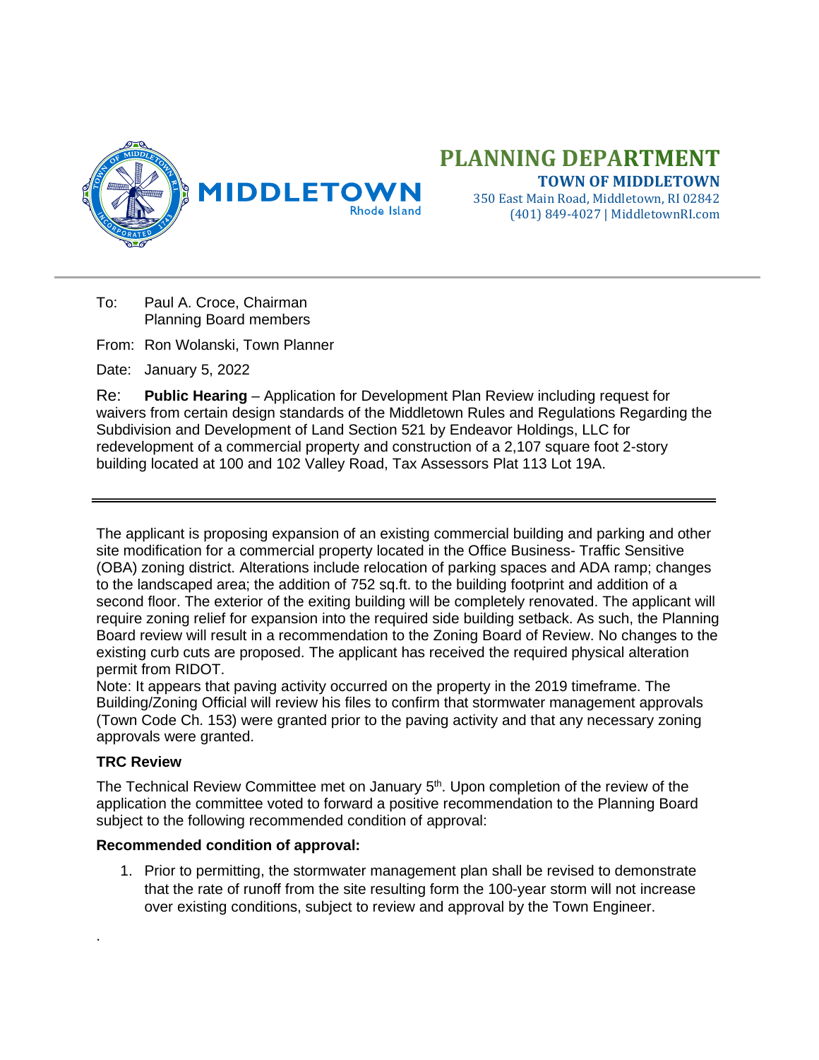# PLANNING DEPARTMENT

**TOWN OF MIDDLETOWN**
350 East Main Road, Middletown, RI 02842
(401) 849-4027 | MiddletownRI.com

---

To: Paul A. Croce, Chairman
Planning Board members

From: Ron Wolanski, Town Planner

Date: January 5, 2022

Re: **Public Hearing** – Application for Development Plan Review including request for waivers from certain design standards of the Middletown Rules and Regulations Regarding the Subdivision and Development of Land Section 521 by Endeavor Holdings, LLC for redevelopment of a commercial property and construction of a 2,107 square foot 2-story building located at 100 and 102 Valley Road, Tax Assessors Plat 113 Lot 19A.

---

The applicant is proposing expansion of an existing commercial building and parking and other site modification for a commercial property located in the Office Business- Traffic Sensitive (OBA) zoning district. Alterations include relocation of parking spaces and ADA ramp; changes to the landscaped area; the addition of 752 sq.ft. to the building footprint and addition of a second floor. The exterior of the exiting building will be completely renovated. The applicant will require zoning relief for expansion into the required side building setback. As such, the Planning Board review will result in a recommendation to the Zoning Board of Review. No changes to the existing curb cuts are proposed. The applicant has received the required physical alteration permit from RIDOT.

Note: It appears that paving activity occurred on the property in the 2019 timeframe. The Building/Zoning Official will review his files to confirm that stormwater management approvals (Town Code Ch. 153) were granted prior to the paving activity and that any necessary zoning approvals were granted.

**TRC Review**

The Technical Review Committee met on January 5th. Upon completion of the review of the application the committee voted to forward a positive recommendation to the Planning Board subject to the following recommended condition of approval:

**Recommended condition of approval:**

1. Prior to permitting, the stormwater management plan shall be revised to demonstrate that the rate of runoff from the site resulting form the 100-year storm will not increase over existing conditions, subject to review and approval by the Town Engineer.

.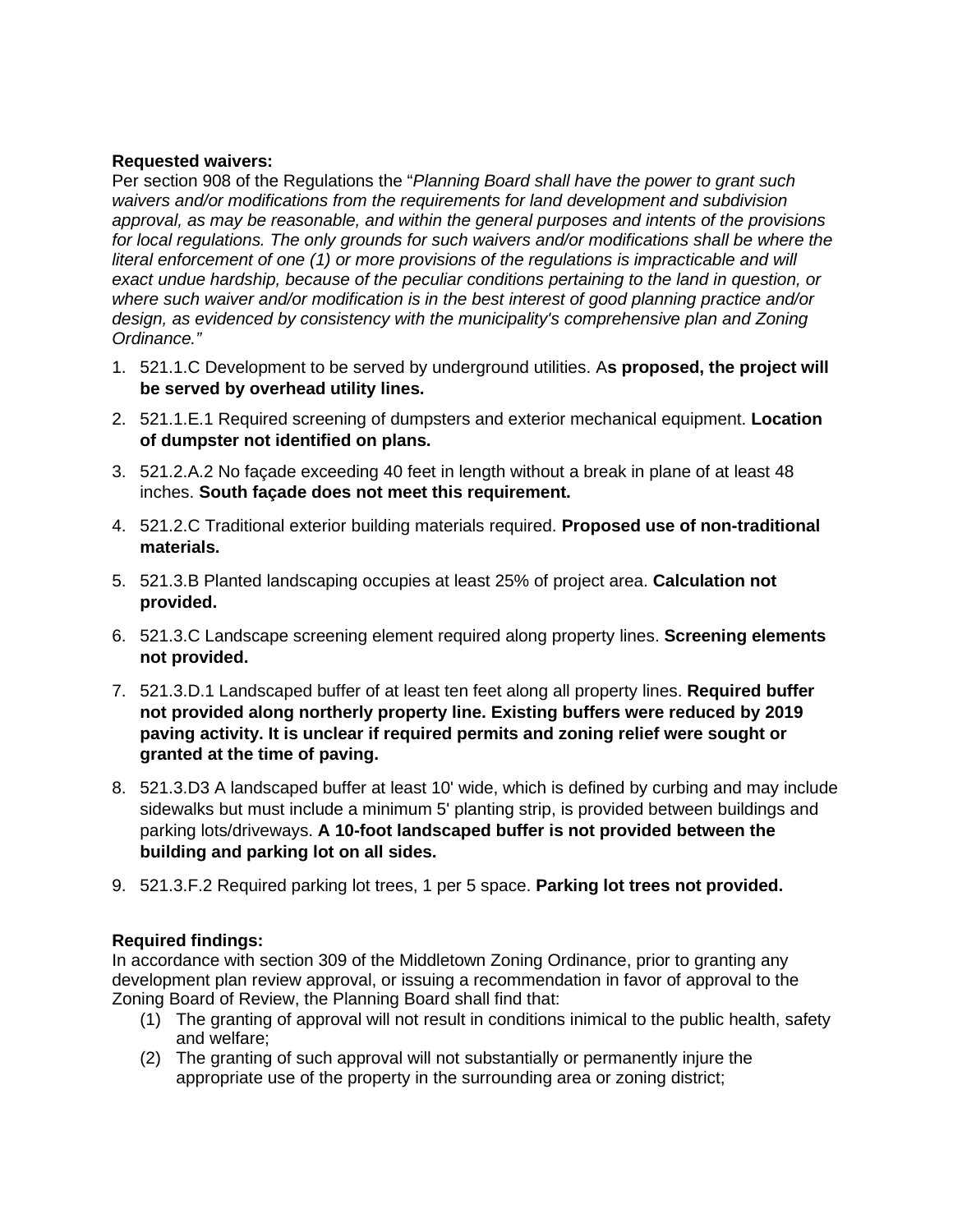**Requested waivers:**
Per section 908 of the Regulations the "*Planning Board shall have the power to grant such waivers and/or modifications from the requirements for land development and subdivision approval, as may be reasonable, and within the general purposes and intents of the provisions for local regulations. The only grounds for such waivers and/or modifications shall be where the literal enforcement of one (1) or more provisions of the regulations is impracticable and will exact undue hardship, because of the peculiar conditions pertaining to the land in question, or where such waiver and/or modification is in the best interest of good planning practice and/or design, as evidenced by consistency with the municipality's comprehensive plan and Zoning Ordinance."*

1. 521.1.C Development to be served by underground utilities. A**s proposed, the project will be served by overhead utility lines.**
2. 521.1.E.1 Required screening of dumpsters and exterior mechanical equipment. **Location of dumpster not identified on plans.**
3. 521.2.A.2 No façade exceeding 40 feet in length without a break in plane of at least 48 inches. **South façade does not meet this requirement.**
4. 521.2.C Traditional exterior building materials required. **Proposed use of non-traditional materials.**
5. 521.3.B Planted landscaping occupies at least 25% of project area. **Calculation not provided.**
6. 521.3.C Landscape screening element required along property lines. **Screening elements not provided.**
7. 521.3.D.1 Landscaped buffer of at least ten feet along all property lines. **Required buffer not provided along northerly property line. Existing buffers were reduced by 2019 paving activity. It is unclear if required permits and zoning relief were sought or granted at the time of paving.**
8. 521.3.D3 A landscaped buffer at least 10' wide, which is defined by curbing and may include sidewalks but must include a minimum 5' planting strip, is provided between buildings and parking lots/driveways. **A 10-foot landscaped buffer is not provided between the building and parking lot on all sides.**
9. 521.3.F.2 Required parking lot trees, 1 per 5 space. **Parking lot trees not provided.**

**Required findings:**
In accordance with section 309 of the Middletown Zoning Ordinance, prior to granting any development plan review approval, or issuing a recommendation in favor of approval to the Zoning Board of Review, the Planning Board shall find that:

(1) The granting of approval will not result in conditions inimical to the public health, safety and welfare;
(2) The granting of such approval will not substantially or permanently injure the appropriate use of the property in the surrounding area or zoning district;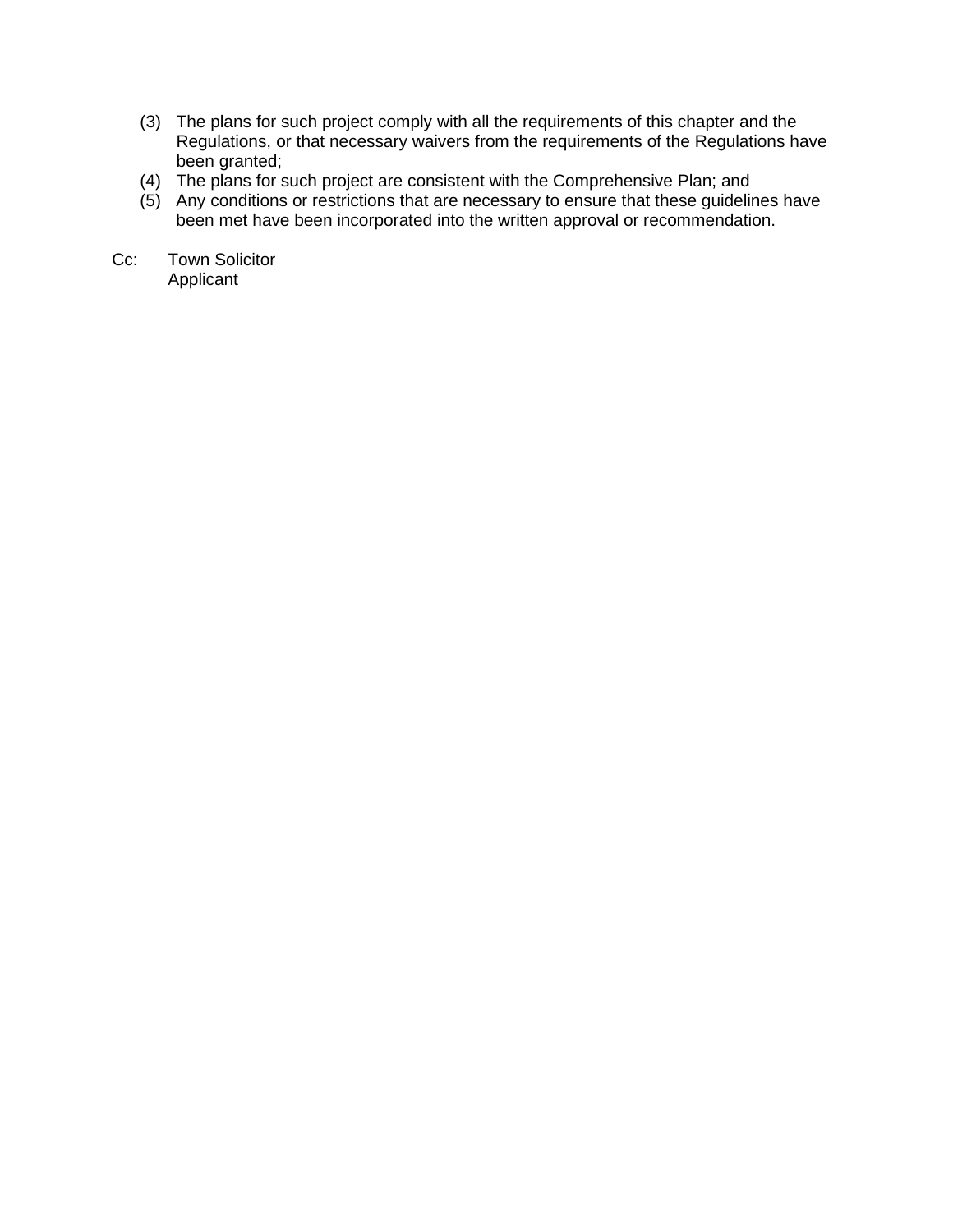(3) The plans for such project comply with all the requirements of this chapter and the Regulations, or that necessary waivers from the requirements of the Regulations have been granted;

(4) The plans for such project are consistent with the Comprehensive Plan; and

(5) Any conditions or restrictions that are necessary to ensure that these guidelines have been met have been incorporated into the written approval or recommendation.

Cc: Town Solicitor
Applicant